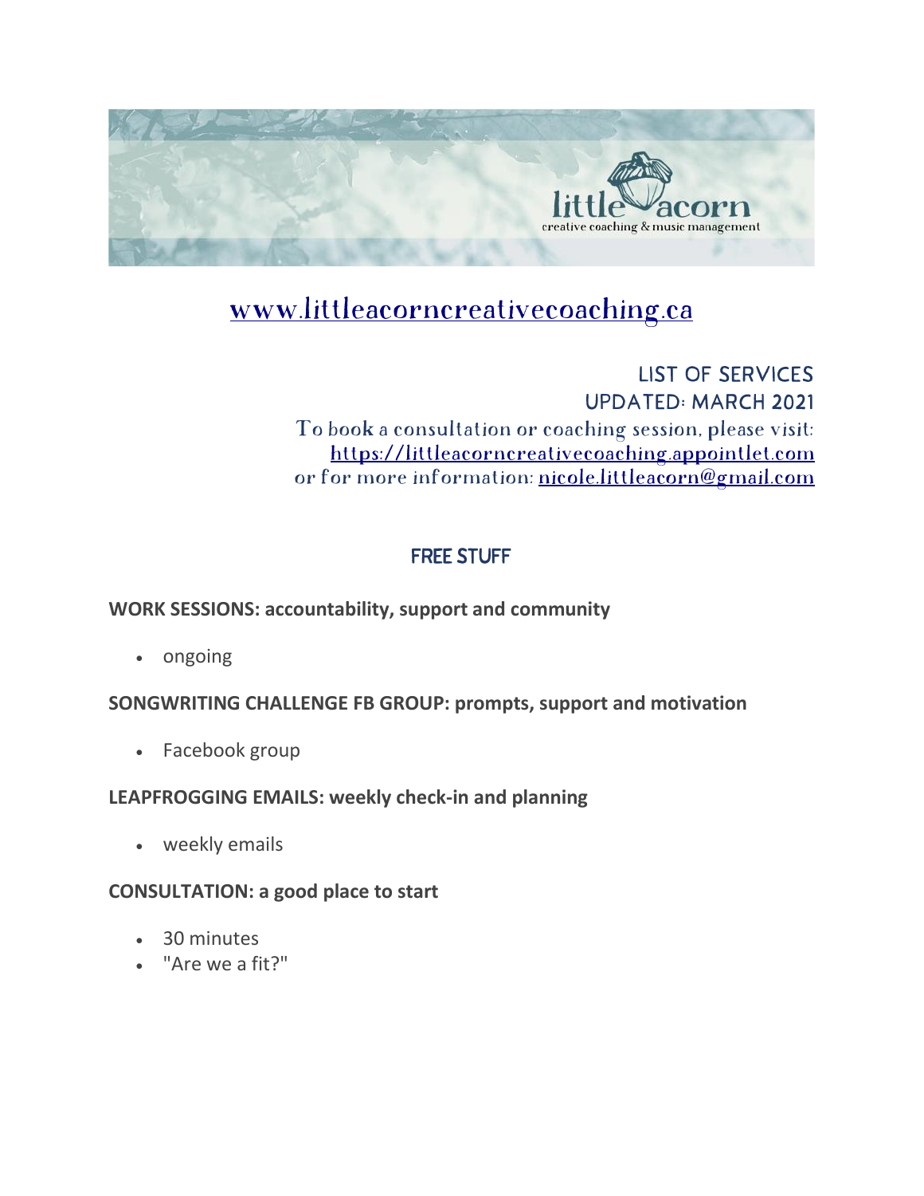little acorn
creative coaching & music management

www.littleacorncreativecoaching.ca

## LIST OF SERVICES
## UPDATED: MARCH 2021

To book a consultation or coaching session, please visit: https://littleacorncreativecoaching.appointlet.com
or for more information: nicole.littleacorn@gmail.com

## FREE STUFF

**WORK SESSIONS: accountability, support and community**

- ongoing

**SONGWRITING CHALLENGE FB GROUP: prompts, support and motivation**

- Facebook group

**LEAPFROGGING EMAILS: weekly check-in and planning**

- weekly emails

**CONSULTATION: a good place to start**

- 30 minutes
- "Are we a fit?"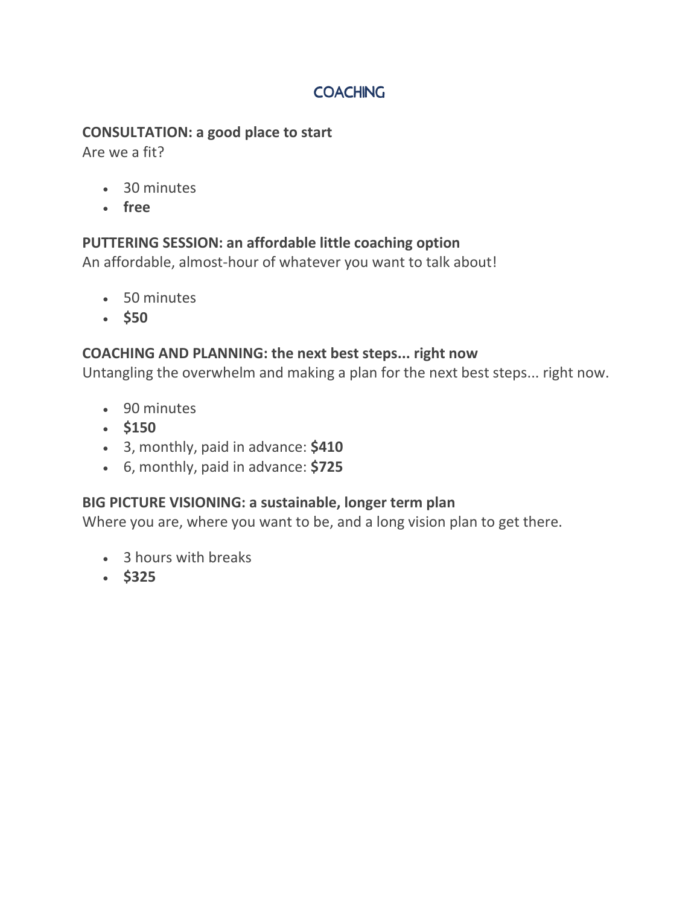# COACHING

**CONSULTATION: a good place to start**
Are we a fit?

- 30 minutes
- **free**

**PUTTERING SESSION: an affordable little coaching option**
An affordable, almost-hour of whatever you want to talk about!

- 50 minutes
- **$50**

**COACHING AND PLANNING: the next best steps... right now**
Untangling the overwhelm and making a plan for the next best steps... right now.

- 90 minutes
- **$150**
- 3, monthly, paid in advance: **$410**
- 6, monthly, paid in advance: **$725**

**BIG PICTURE VISIONING: a sustainable, longer term plan**
Where you are, where you want to be, and a long vision plan to get there.

- 3 hours with breaks
- **$325**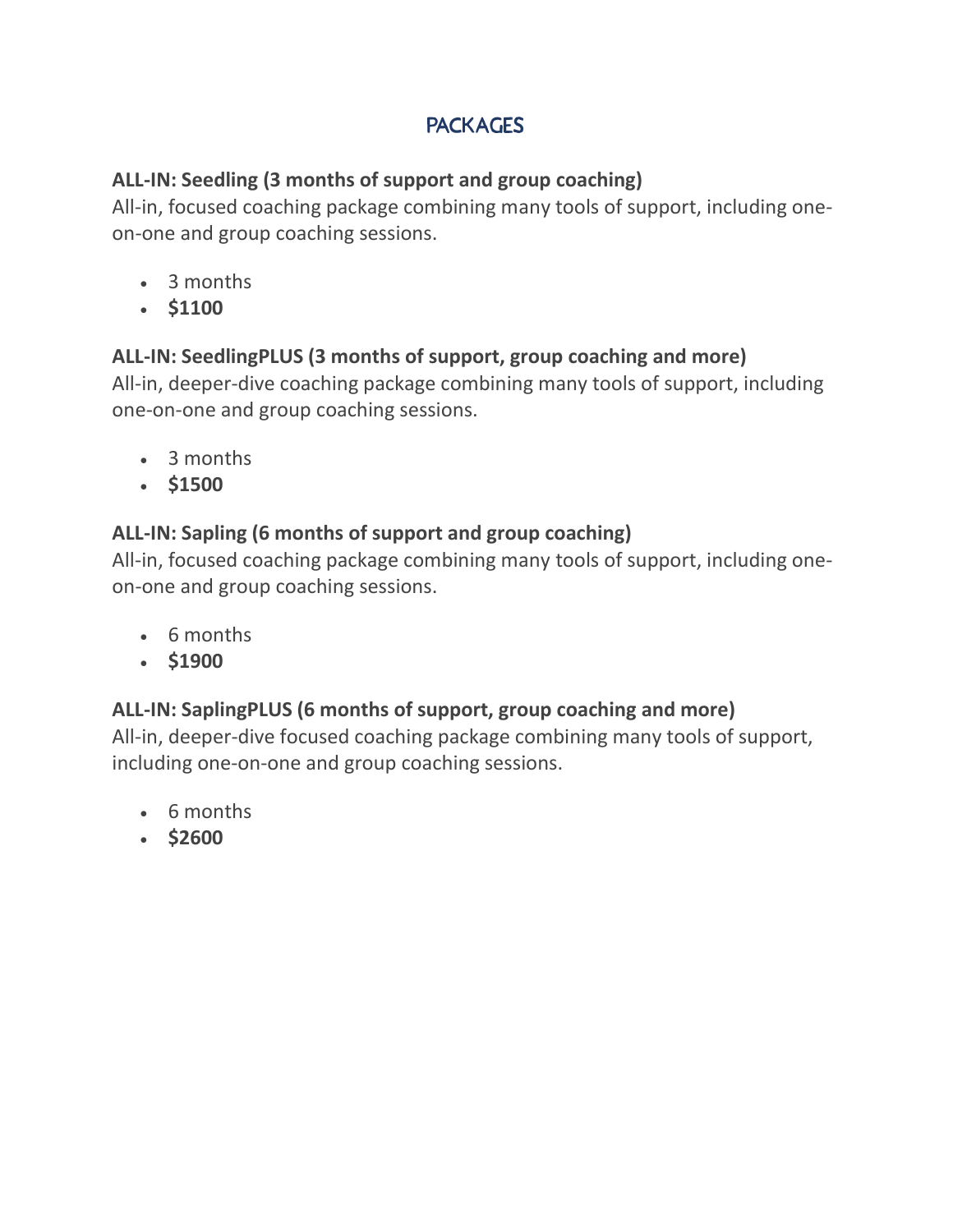# PACKAGES

**ALL-IN: Seedling (3 months of support and group coaching)**
All-in, focused coaching package combining many tools of support, including one-on-one and group coaching sessions.

- 3 months
- **$1100**

**ALL-IN: SeedlingPLUS (3 months of support, group coaching and more)**
All-in, deeper-dive coaching package combining many tools of support, including one-on-one and group coaching sessions.

- 3 months
- **$1500**

**ALL-IN: Sapling (6 months of support and group coaching)**
All-in, focused coaching package combining many tools of support, including one-on-one and group coaching sessions.

- 6 months
- **$1900**

**ALL-IN: SaplingPLUS (6 months of support, group coaching and more)**
All-in, deeper-dive focused coaching package combining many tools of support, including one-on-one and group coaching sessions.

- 6 months
- **$2600**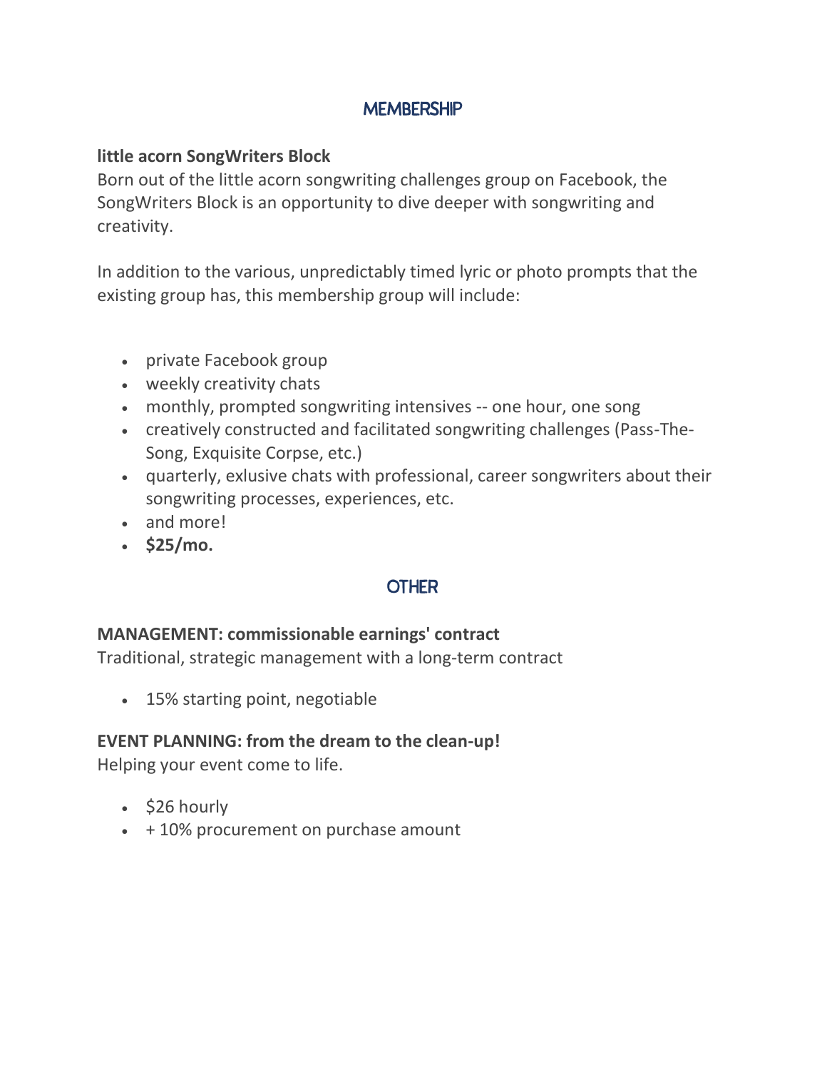## MEMBERSHIP

**little acorn SongWriters Block**

Born out of the little acorn songwriting challenges group on Facebook, the SongWriters Block is an opportunity to dive deeper with songwriting and creativity.

In addition to the various, unpredictably timed lyric or photo prompts that the existing group has, this membership group will include:

- private Facebook group
- weekly creativity chats
- monthly, prompted songwriting intensives -- one hour, one song
- creatively constructed and facilitated songwriting challenges (Pass-The-Song, Exquisite Corpse, etc.)
- quarterly, exlusive chats with professional, career songwriters about their songwriting processes, experiences, etc.
- and more!
- **$25/mo.**

## OTHER

**MANAGEMENT: commissionable earnings' contract**

Traditional, strategic management with a long-term contract

- 15% starting point, negotiable

**EVENT PLANNING: from the dream to the clean-up!**

Helping your event come to life.

- $26 hourly
- + 10% procurement on purchase amount